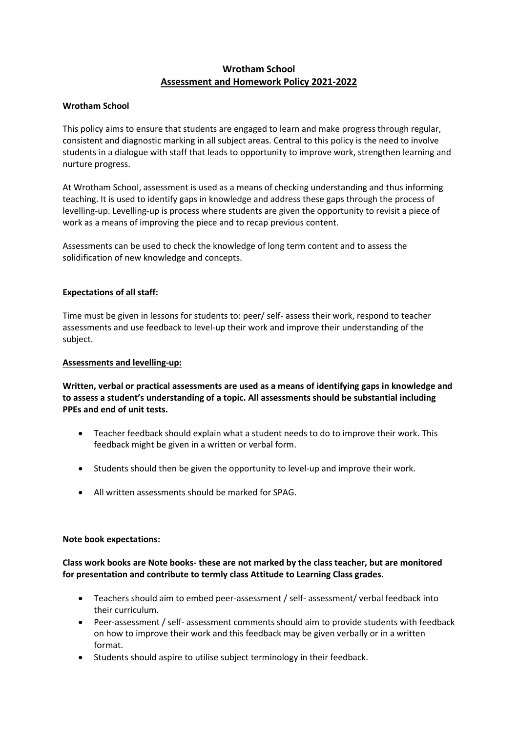# Wrotham School
## Assessment and Homework Policy 2021-2022

**Wrotham School**

This policy aims to ensure that students are engaged to learn and make progress through regular, consistent and diagnostic marking in all subject areas. Central to this policy is the need to involve students in a dialogue with staff that leads to opportunity to improve work, strengthen learning and nurture progress.

At Wrotham School, assessment is used as a means of checking understanding and thus informing teaching. It is used to identify gaps in knowledge and address these gaps through the process of levelling-up. Levelling-up is process where students are given the opportunity to revisit a piece of work as a means of improving the piece and to recap previous content.

Assessments can be used to check the knowledge of long term content and to assess the solidification of new knowledge and concepts.

### Expectations of all staff:

Time must be given in lessons for students to: peer/ self- assess their work, respond to teacher assessments and use feedback to level-up their work and improve their understanding of the subject.

### Assessments and levelling-up:

**Written, verbal or practical assessments are used as a means of identifying gaps in knowledge and to assess a student's understanding of a topic. All assessments should be substantial including PPEs and end of unit tests.**

- Teacher feedback should explain what a student needs to do to improve their work. This feedback might be given in a written or verbal form.
- Students should then be given the opportunity to level-up and improve their work.
- All written assessments should be marked for SPAG.

**Note book expectations:**

**Class work books are Note books- these are not marked by the class teacher, but are monitored for presentation and contribute to termly class Attitude to Learning Class grades.**

- Teachers should aim to embed peer-assessment / self- assessment/ verbal feedback into their curriculum.
- Peer-assessment / self- assessment comments should aim to provide students with feedback on how to improve their work and this feedback may be given verbally or in a written format.
- Students should aspire to utilise subject terminology in their feedback.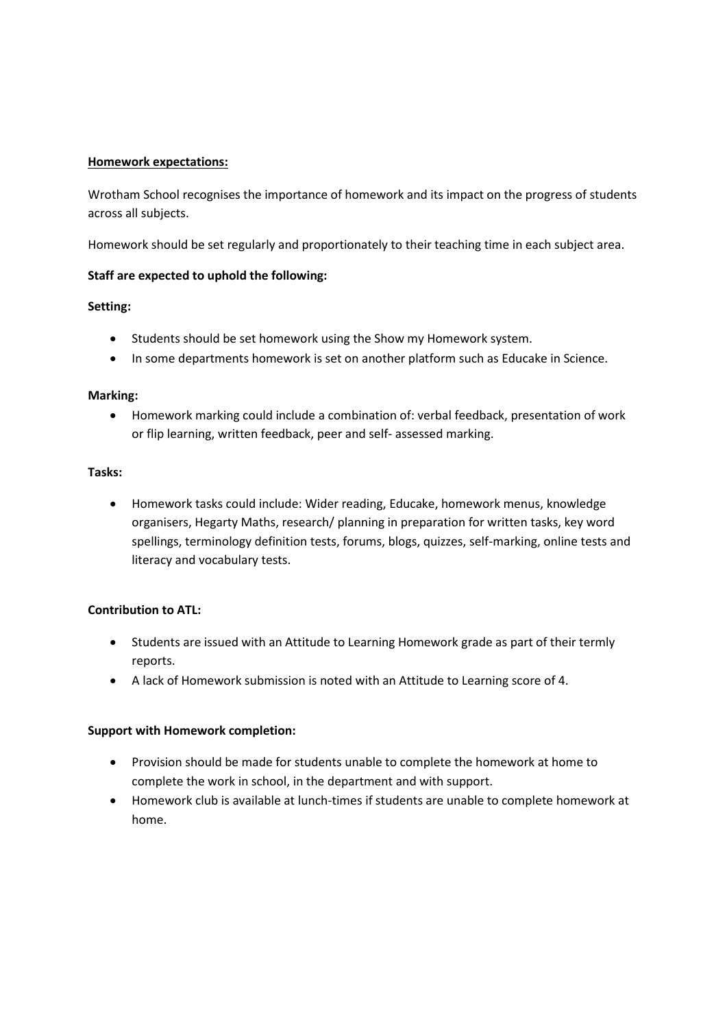**<u>Homework expectations:</u>**

Wrotham School recognises the importance of homework and its impact on the progress of students across all subjects.

Homework should be set regularly and proportionately to their teaching time in each subject area.

**Staff are expected to uphold the following:**

**Setting:**

- Students should be set homework using the Show my Homework system.
- In some departments homework is set on another platform such as Educake in Science.

**Marking:**

- Homework marking could include a combination of: verbal feedback, presentation of work or flip learning, written feedback, peer and self- assessed marking.

**Tasks:**

- Homework tasks could include: Wider reading, Educake, homework menus, knowledge organisers, Hegarty Maths, research/ planning in preparation for written tasks, key word spellings, terminology definition tests, forums, blogs, quizzes, self-marking, online tests and literacy and vocabulary tests.

**Contribution to ATL:**

- Students are issued with an Attitude to Learning Homework grade as part of their termly reports.
- A lack of Homework submission is noted with an Attitude to Learning score of 4.

**Support with Homework completion:**

- Provision should be made for students unable to complete the homework at home to complete the work in school, in the department and with support.
- Homework club is available at lunch-times if students are unable to complete homework at home.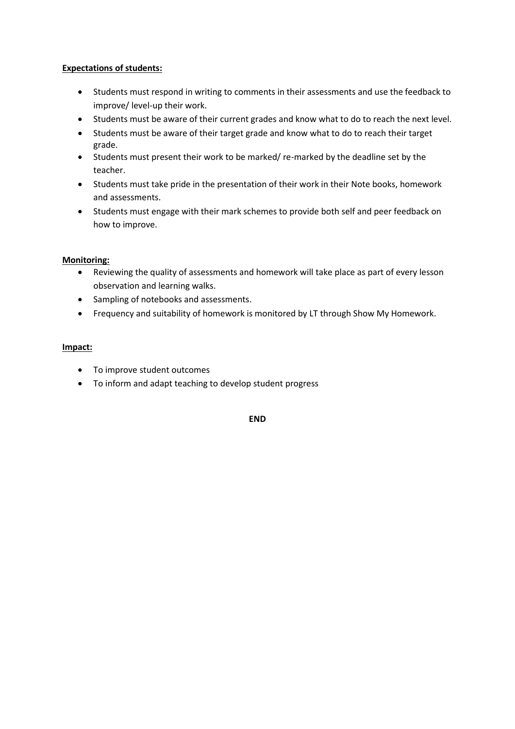**Expectations of students:**

- Students must respond in writing to comments in their assessments and use the feedback to improve/ level-up their work.
- Students must be aware of their current grades and know what to do to reach the next level.
- Students must be aware of their target grade and know what to do to reach their target grade.
- Students must present their work to be marked/ re-marked by the deadline set by the teacher.
- Students must take pride in the presentation of their work in their Note books, homework and assessments.
- Students must engage with their mark schemes to provide both self and peer feedback on how to improve.

**Monitoring:**

- Reviewing the quality of assessments and homework will take place as part of every lesson observation and learning walks.
- Sampling of notebooks and assessments.
- Frequency and suitability of homework is monitored by LT through Show My Homework.

**Impact:**

- To improve student outcomes
- To inform and adapt teaching to develop student progress

**END**